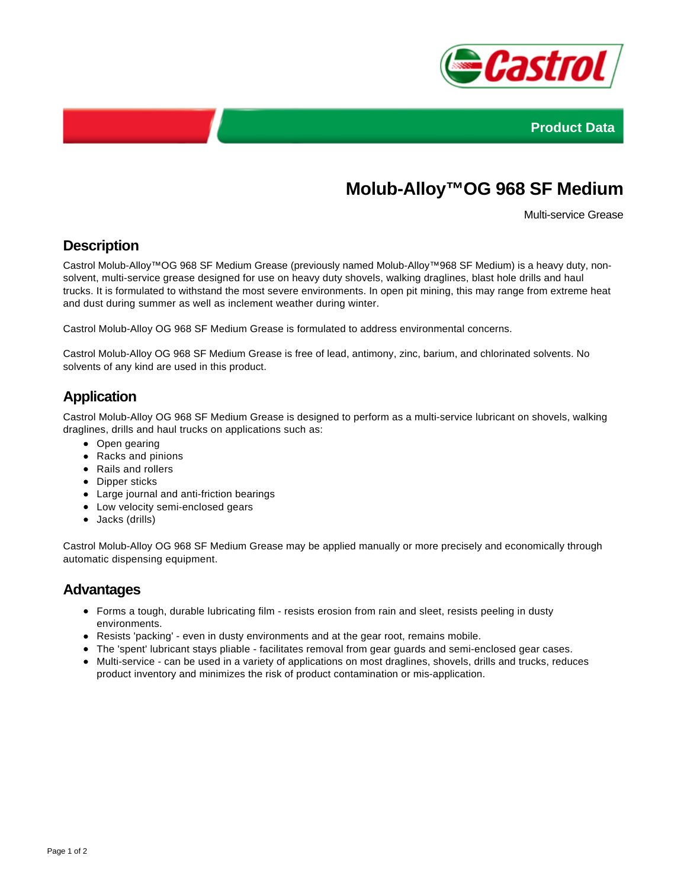Product Data

# Molub-Alloy™OG 968 SF Medium

Multi-service Grease

## Description

Castrol Molub-Alloy™OG 968 SF Medium Grease (previously named Molub-Alloy™968 SF Medium) is a heavy duty, non-solvent, multi-service grease designed for use on heavy duty shovels, walking draglines, blast hole drills and haul trucks. It is formulated to withstand the most severe environments. In open pit mining, this may range from extreme heat and dust during summer as well as inclement weather during winter.

Castrol Molub-Alloy OG 968 SF Medium Grease is formulated to address environmental concerns.

Castrol Molub-Alloy OG 968 SF Medium Grease is free of lead, antimony, zinc, barium, and chlorinated solvents. No solvents of any kind are used in this product.

## Application

Castrol Molub-Alloy OG 968 SF Medium Grease is designed to perform as a multi-service lubricant on shovels, walking draglines, drills and haul trucks on applications such as:

- Open gearing
- Racks and pinions
- Rails and rollers
- Dipper sticks
- Large journal and anti-friction bearings
- Low velocity semi-enclosed gears
- Jacks (drills)

Castrol Molub-Alloy OG 968 SF Medium Grease may be applied manually or more precisely and economically through automatic dispensing equipment.

## Advantages

- Forms a tough, durable lubricating film - resists erosion from rain and sleet, resists peeling in dusty environments.
- Resists 'packing' - even in dusty environments and at the gear root, remains mobile.
- The 'spent' lubricant stays pliable - facilitates removal from gear guards and semi-enclosed gear cases.
- Multi-service - can be used in a variety of applications on most draglines, shovels, drills and trucks, reduces product inventory and minimizes the risk of product contamination or mis-application.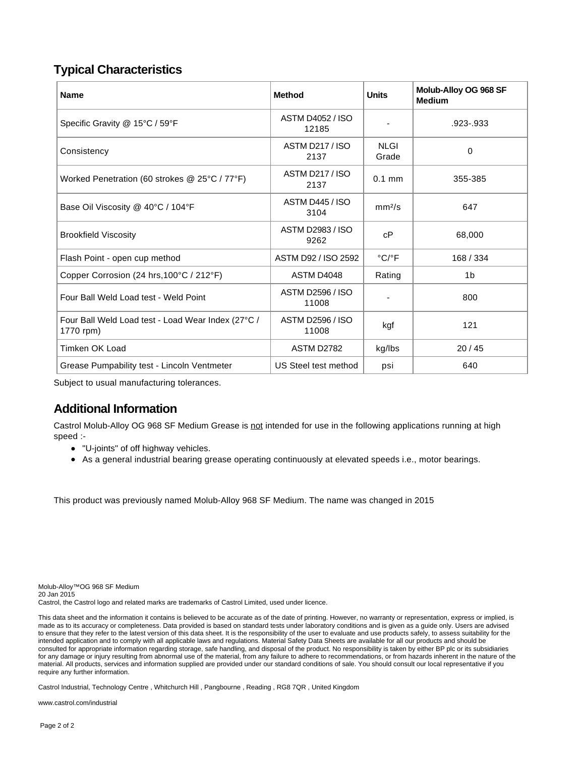## Typical Characteristics

| Name | Method | Units | Molub-Alloy OG 968 SF Medium |
|---|---|---|---|
| Specific Gravity @ 15°C / 59°F | ASTM D4052 / ISO 12185 | - | .923-.933 |
| Consistency | ASTM D217 / ISO 2137 | NLGI Grade | 0 |
| Worked Penetration (60 strokes @ 25°C / 77°F) | ASTM D217 / ISO 2137 | 0.1 mm | 355-385 |
| Base Oil Viscosity @ 40°C / 104°F | ASTM D445 / ISO 3104 | $mm^2/s$ | 647 |
| Brookfield Viscosity | ASTM D2983 / ISO 9262 | cP | 68,000 |
| Flash Point - open cup method | ASTM D92 / ISO 2592 | °C/°F | 168 / 334 |
| Copper Corrosion (24 hrs,100°C / 212°F) | ASTM D4048 | Rating | 1b |
| Four Ball Weld Load test - Weld Point | ASTM D2596 / ISO 11008 | - | 800 |
| Four Ball Weld Load test - Load Wear Index (27°C / 1770 rpm) | ASTM D2596 / ISO 11008 | kgf | 121 |
| Timken OK Load | ASTM D2782 | kg/lbs | 20 / 45 |
| Grease Pumpability test - Lincoln Ventmeter | US Steel test method | psi | 640 |

Subject to usual manufacturing tolerances.

## Additional Information

Castrol Molub-Alloy OG 968 SF Medium Grease is not intended for use in the following applications running at high speed :-

- "U-joints" of off highway vehicles.
- As a general industrial bearing grease operating continuously at elevated speeds i.e., motor bearings.

This product was previously named Molub-Alloy 968 SF Medium. The name was changed in 2015

Molub-Alloy™OG 968 SF Medium
20 Jan 2015
Castrol, the Castrol logo and related marks are trademarks of Castrol Limited, used under licence.

This data sheet and the information it contains is believed to be accurate as of the date of printing. However, no warranty or representation, express or implied, is made as to its accuracy or completeness. Data provided is based on standard tests under laboratory conditions and is given as a guide only. Users are advised to ensure that they refer to the latest version of this data sheet. It is the responsibility of the user to evaluate and use products safely, to assess suitability for the intended application and to comply with all applicable laws and regulations. Material Safety Data Sheets are available for all our products and should be consulted for appropriate information regarding storage, safe handling, and disposal of the product. No responsibility is taken by either BP plc or its subsidiaries for any damage or injury resulting from abnormal use of the material, from any failure to adhere to recommendations, or from hazards inherent in the nature of the material. All products, services and information supplied are provided under our standard conditions of sale. You should consult our local representative if you require any further information.

Castrol Industrial, Technology Centre , Whitchurch Hill , Pangbourne , Reading , RG8 7QR , United Kingdom

www.castrol.com/industrial